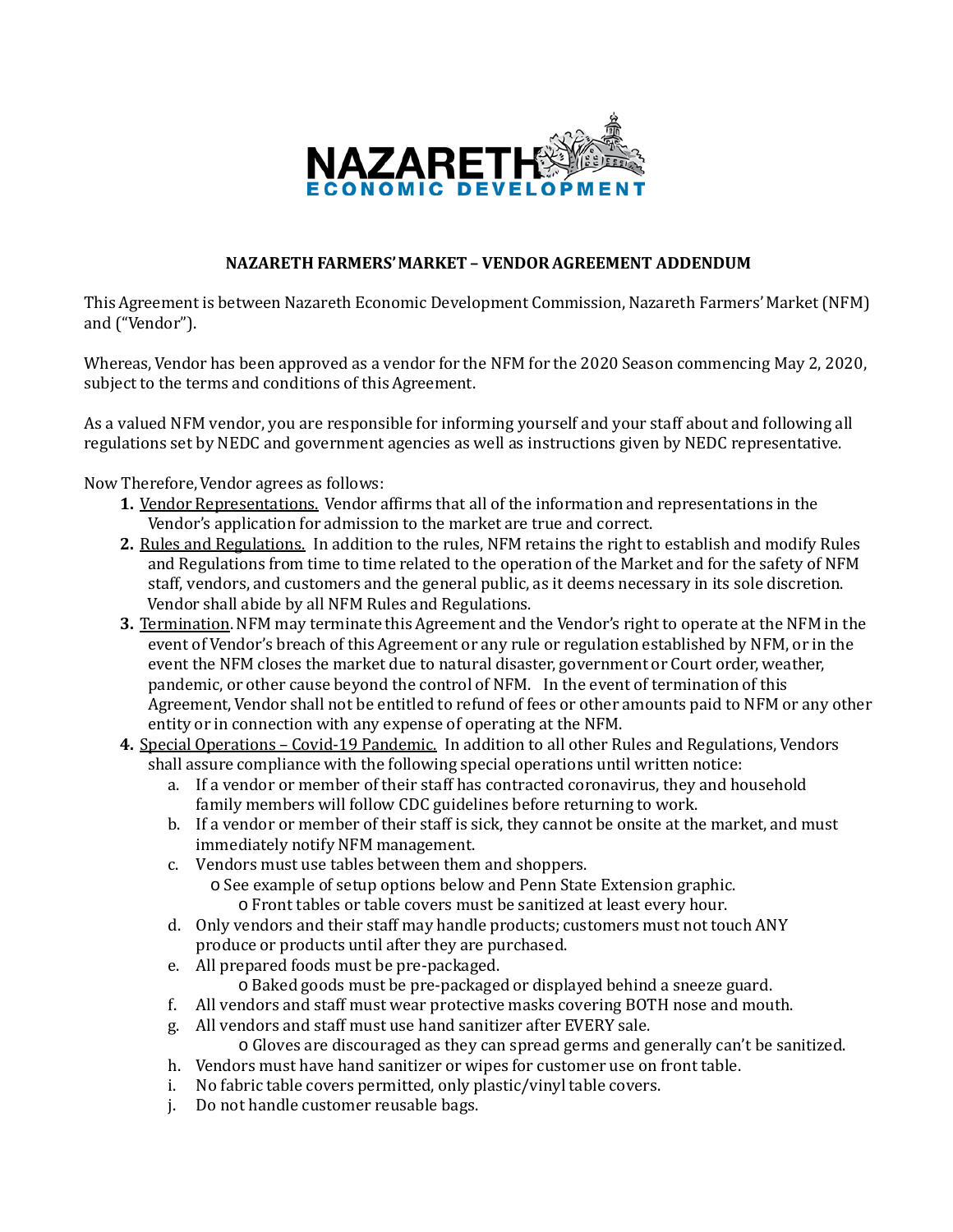NAZARETH ECONOMIC DEVELOPMENT

## NAZARETH FARMERS' MARKET – VENDOR AGREEMENT ADDENDUM

This Agreement is between Nazareth Economic Development Commission, Nazareth Farmers' Market (NFM) and ("Vendor").

Whereas, Vendor has been approved as a vendor for the NFM for the 2020 Season commencing May 2, 2020, subject to the terms and conditions of this Agreement.

As a valued NFM vendor, you are responsible for informing yourself and your staff about and following all regulations set by NEDC and government agencies as well as instructions given by NEDC representative.

Now Therefore, Vendor agrees as follows:

1. Vendor Representations. Vendor affirms that all of the information and representations in the Vendor's application for admission to the market are true and correct.
2. Rules and Regulations. In addition to the rules, NFM retains the right to establish and modify Rules and Regulations from time to time related to the operation of the Market and for the safety of NFM staff, vendors, and customers and the general public, as it deems necessary in its sole discretion. Vendor shall abide by all NFM Rules and Regulations.
3. Termination. NFM may terminate this Agreement and the Vendor's right to operate at the NFM in the event of Vendor's breach of this Agreement or any rule or regulation established by NFM, or in the event the NFM closes the market due to natural disaster, government or Court order, weather, pandemic, or other cause beyond the control of NFM. In the event of termination of this Agreement, Vendor shall not be entitled to refund of fees or other amounts paid to NFM or any other entity or in connection with any expense of operating at the NFM.
4. Special Operations – Covid-19 Pandemic. In addition to all other Rules and Regulations, Vendors shall assure compliance with the following special operations until written notice:
   a. If a vendor or member of their staff has contracted coronavirus, they and household family members will follow CDC guidelines before returning to work.
   b. If a vendor or member of their staff is sick, they cannot be onsite at the market, and must immediately notify NFM management.
   c. Vendors must use tables between them and shoppers.
      - See example of setup options below and Penn State Extension graphic.
         - Front tables or table covers must be sanitized at least every hour.
   d. Only vendors and their staff may handle products; customers must not touch ANY produce or products until after they are purchased.
   e. All prepared foods must be pre-packaged.
      - Baked goods must be pre-packaged or displayed behind a sneeze guard.
   f. All vendors and staff must wear protective masks covering BOTH nose and mouth.
   g. All vendors and staff must use hand sanitizer after EVERY sale.
      - Gloves are discouraged as they can spread germs and generally can't be sanitized.
   h. Vendors must have hand sanitizer or wipes for customer use on front table.
   i. No fabric table covers permitted, only plastic/vinyl table covers.
   j. Do not handle customer reusable bags.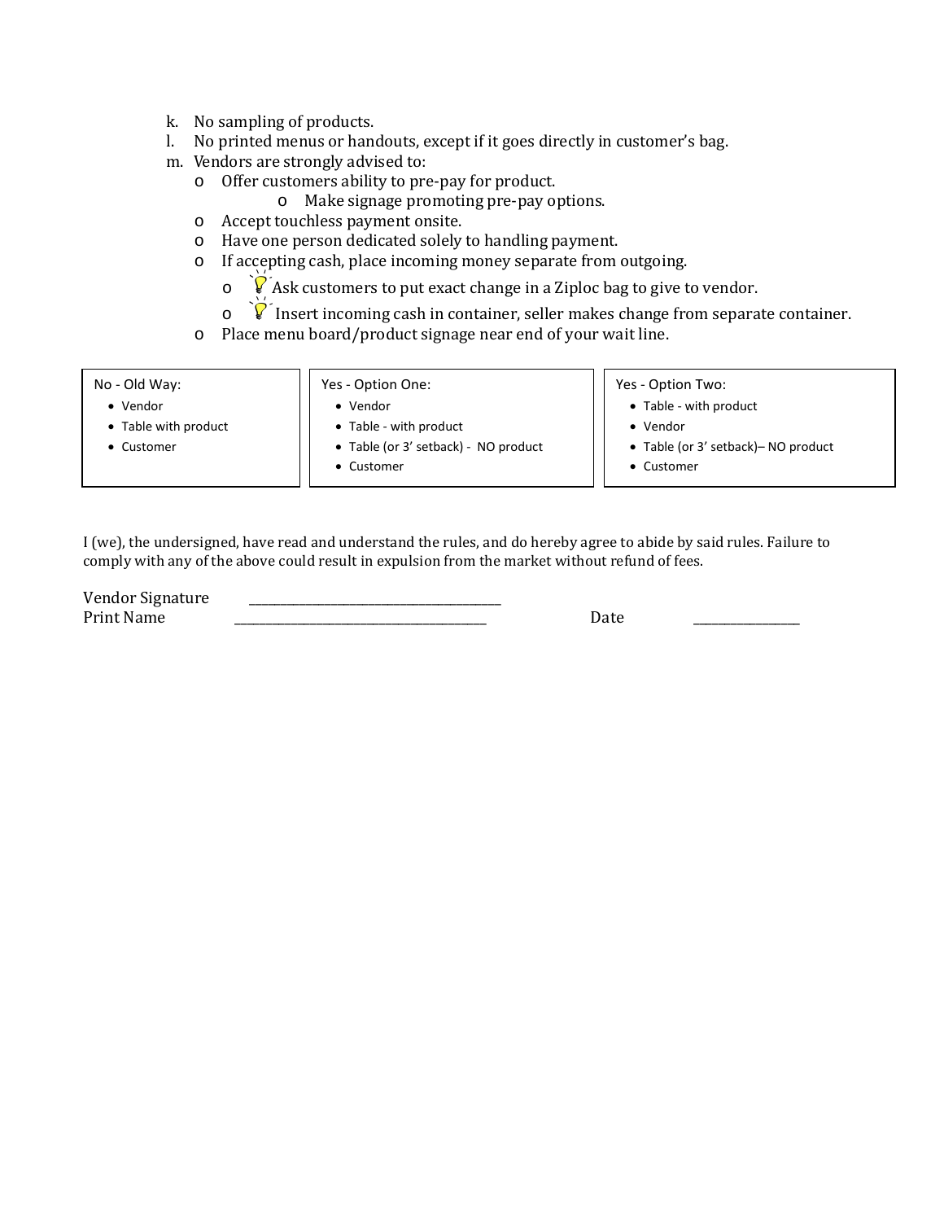k. No sampling of products.

l. No printed menus or handouts, except if it goes directly in customer's bag.

m. Vendors are strongly advised to:
   - Offer customers ability to pre-pay for product.
     - Make signage promoting pre-pay options.
   - Accept touchless payment onsite.
   - Have one person dedicated solely to handling payment.
   - If accepting cash, place incoming money separate from outgoing.
     - Ask customers to put exact change in a Ziploc bag to give to vendor.
     - Insert incoming cash in container, seller makes change from separate container.
   - Place menu board/product signage near end of your wait line.

| No - Old Way: | Yes - Option One: | Yes - Option Two: |
|---|---|---|
| • Vendor<br>• Table with product<br>• Customer | • Vendor<br>• Table - with product<br>• Table (or 3' setback) - NO product<br>• Customer | • Table - with product<br>• Vendor<br>• Table (or 3' setback)– NO product<br>• Customer |

I (we), the undersigned, have read and understand the rules, and do hereby agree to abide by said rules. Failure to comply with any of the above could result in expulsion from the market without refund of fees.

Vendor Signature \_\_\_\_\_\_\_\_\_\_\_\_\_\_\_\_\_\_\_\_\_\_\_\_\_\_\_\_\_\_\_\_\_\_\_\_\_\_

Print Name \_\_\_\_\_\_\_\_\_\_\_\_\_\_\_\_\_\_\_\_\_\_\_\_\_\_\_\_\_\_\_\_\_\_\_\_\_\_ Date \_\_\_\_\_\_\_\_\_\_\_\_\_\_\_\_